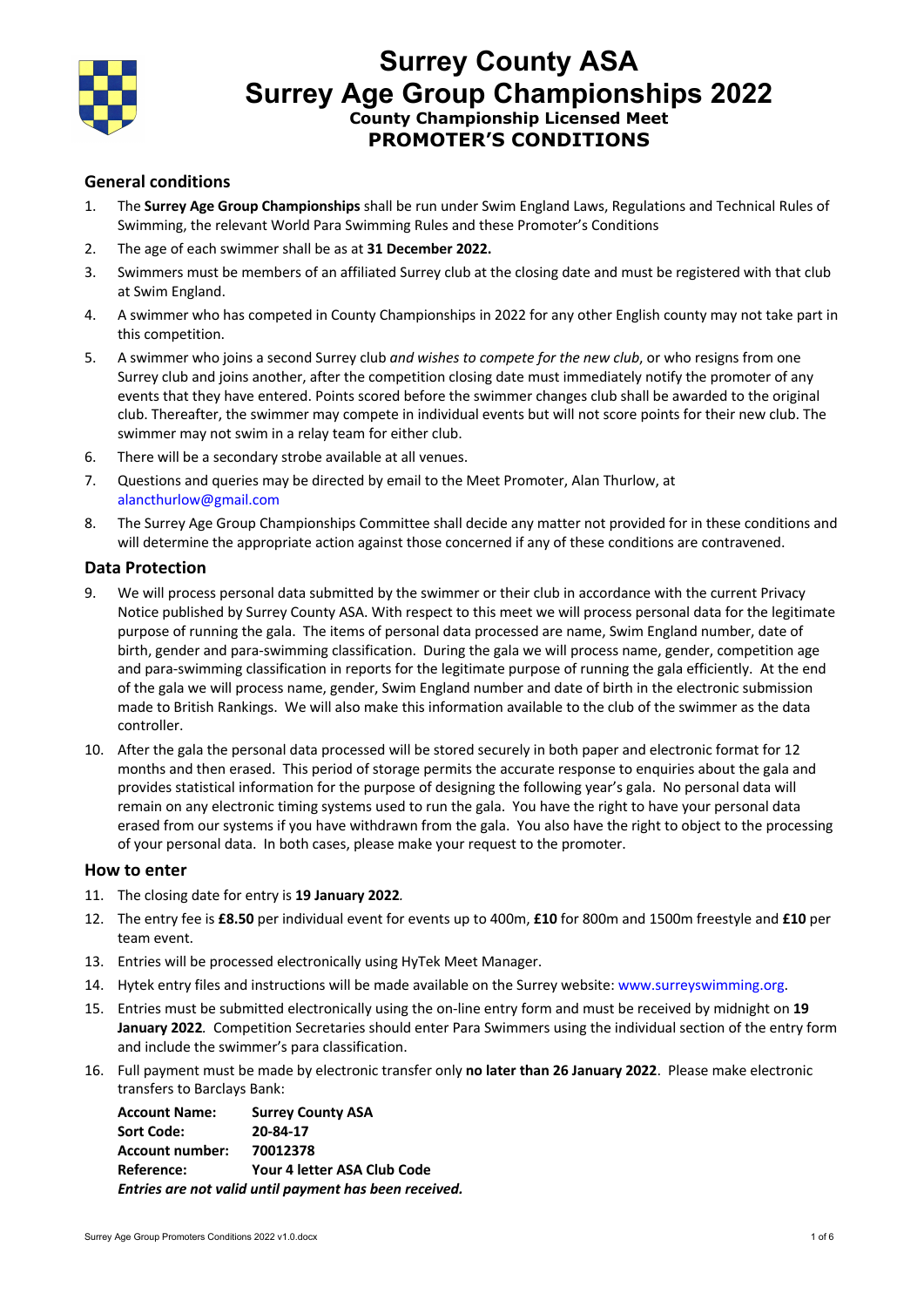# Surrey County ASA

# Surrey Age Group Championships 2022

### County Championship Licensed Meet

## PROMOTER'S CONDITIONS

### General conditions

1. The **Surrey Age Group Championships** shall be run under Swim England Laws, Regulations and Technical Rules of Swimming, the relevant World Para Swimming Rules and these Promoter's Conditions
2. The age of each swimmer shall be as at **31 December 2022.**
3. Swimmers must be members of an affiliated Surrey club at the closing date and must be registered with that club at Swim England.
4. A swimmer who has competed in County Championships in 2022 for any other English county may not take part in this competition.
5. A swimmer who joins a second Surrey club *and wishes to compete for the new club*, or who resigns from one Surrey club and joins another, after the competition closing date must immediately notify the promoter of any events that they have entered. Points scored before the swimmer changes club shall be awarded to the original club. Thereafter, the swimmer may compete in individual events but will not score points for their new club. The swimmer may not swim in a relay team for either club.
6. There will be a secondary strobe available at all venues.
7. Questions and queries may be directed by email to the Meet Promoter, Alan Thurlow, at alancthurlow@gmail.com
8. The Surrey Age Group Championships Committee shall decide any matter not provided for in these conditions and will determine the appropriate action against those concerned if any of these conditions are contravened.

### Data Protection

9. We will process personal data submitted by the swimmer or their club in accordance with the current Privacy Notice published by Surrey County ASA. With respect to this meet we will process personal data for the legitimate purpose of running the gala. The items of personal data processed are name, Swim England number, date of birth, gender and para-swimming classification. During the gala we will process name, gender, competition age and para-swimming classification in reports for the legitimate purpose of running the gala efficiently. At the end of the gala we will process name, gender, Swim England number and date of birth in the electronic submission made to British Rankings. We will also make this information available to the club of the swimmer as the data controller.
10. After the gala the personal data processed will be stored securely in both paper and electronic format for 12 months and then erased. This period of storage permits the accurate response to enquiries about the gala and provides statistical information for the purpose of designing the following year's gala. No personal data will remain on any electronic timing systems used to run the gala. You have the right to have your personal data erased from our systems if you have withdrawn from the gala. You also have the right to object to the processing of your personal data. In both cases, please make your request to the promoter.

### How to enter

11. The closing date for entry is **19 January 2022***.*
12. The entry fee is **£8.50** per individual event for events up to 400m, **£10** for 800m and 1500m freestyle and **£10** per team event.
13. Entries will be processed electronically using HyTek Meet Manager.
14. Hytek entry files and instructions will be made available on the Surrey website: www.surreyswimming.org.
15. Entries must be submitted electronically using the on-line entry form and must be received by midnight on **19 January 2022***.* Competition Secretaries should enter Para Swimmers using the individual section of the entry form and include the swimmer's para classification.
16. Full payment must be made by electronic transfer only **no later than 26 January 2022**. Please make electronic transfers to Barclays Bank:

    **Account Name:** **Surrey County ASA**
    **Sort Code:** **20-84-17**
    **Account number:** **70012378**
    **Reference:** **Your 4 letter ASA Club Code**
    ***Entries are not valid until payment has been received.***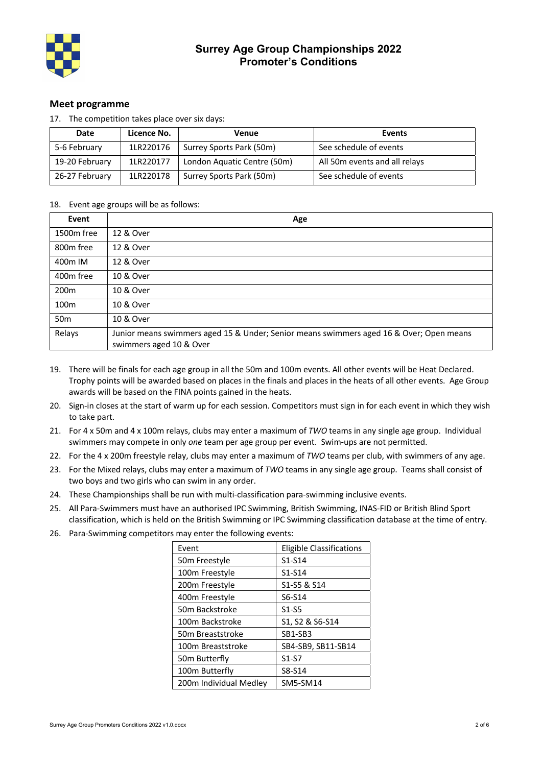# Surrey Age Group Championships 2022
## Promoter's Conditions

### Meet programme

17. The competition takes place over six days:

| Date | Licence No. | Venue | Events |
|---|---|---|---|
| 5-6 February | 1LR220176 | Surrey Sports Park (50m) | See schedule of events |
| 19-20 February | 1LR220177 | London Aquatic Centre (50m) | All 50m events and all relays |
| 26-27 February | 1LR220178 | Surrey Sports Park (50m) | See schedule of events |

18. Event age groups will be as follows:

| Event | Age |
|---|---|
| 1500m free | 12 & Over |
| 800m free | 12 & Over |
| 400m IM | 12 & Over |
| 400m free | 10 & Over |
| 200m | 10 & Over |
| 100m | 10 & Over |
| 50m | 10 & Over |
| Relays | Junior means swimmers aged 15 & Under; Senior means swimmers aged 16 & Over; Open means swimmers aged 10 & Over |

19. There will be finals for each age group in all the 50m and 100m events. All other events will be Heat Declared. Trophy points will be awarded based on places in the finals and places in the heats of all other events. Age Group awards will be based on the FINA points gained in the heats.
20. Sign-in closes at the start of warm up for each session. Competitors must sign in for each event in which they wish to take part.
21. For 4 x 50m and 4 x 100m relays, clubs may enter a maximum of *TWO* teams in any single age group. Individual swimmers may compete in only *one* team per age group per event. Swim-ups are not permitted.
22. For the 4 x 200m freestyle relay, clubs may enter a maximum of *TWO* teams per club, with swimmers of any age.
23. For the Mixed relays, clubs may enter a maximum of *TWO* teams in any single age group. Teams shall consist of two boys and two girls who can swim in any order.
24. These Championships shall be run with multi-classification para-swimming inclusive events.
25. All Para-Swimmers must have an authorised IPC Swimming, British Swimming, INAS-FID or British Blind Sport classification, which is held on the British Swimming or IPC Swimming classification database at the time of entry.
26. Para-Swimming competitors may enter the following events:

| Event | Eligible Classifications |
|---|---|
| 50m Freestyle | S1-S14 |
| 100m Freestyle | S1-S14 |
| 200m Freestyle | S1-S5 & S14 |
| 400m Freestyle | S6-S14 |
| 50m Backstroke | S1-S5 |
| 100m Backstroke | S1, S2 & S6-S14 |
| 50m Breaststroke | SB1-SB3 |
| 100m Breaststroke | SB4-SB9, SB11-SB14 |
| 50m Butterfly | S1-S7 |
| 100m Butterfly | S8-S14 |
| 200m Individual Medley | SM5-SM14 |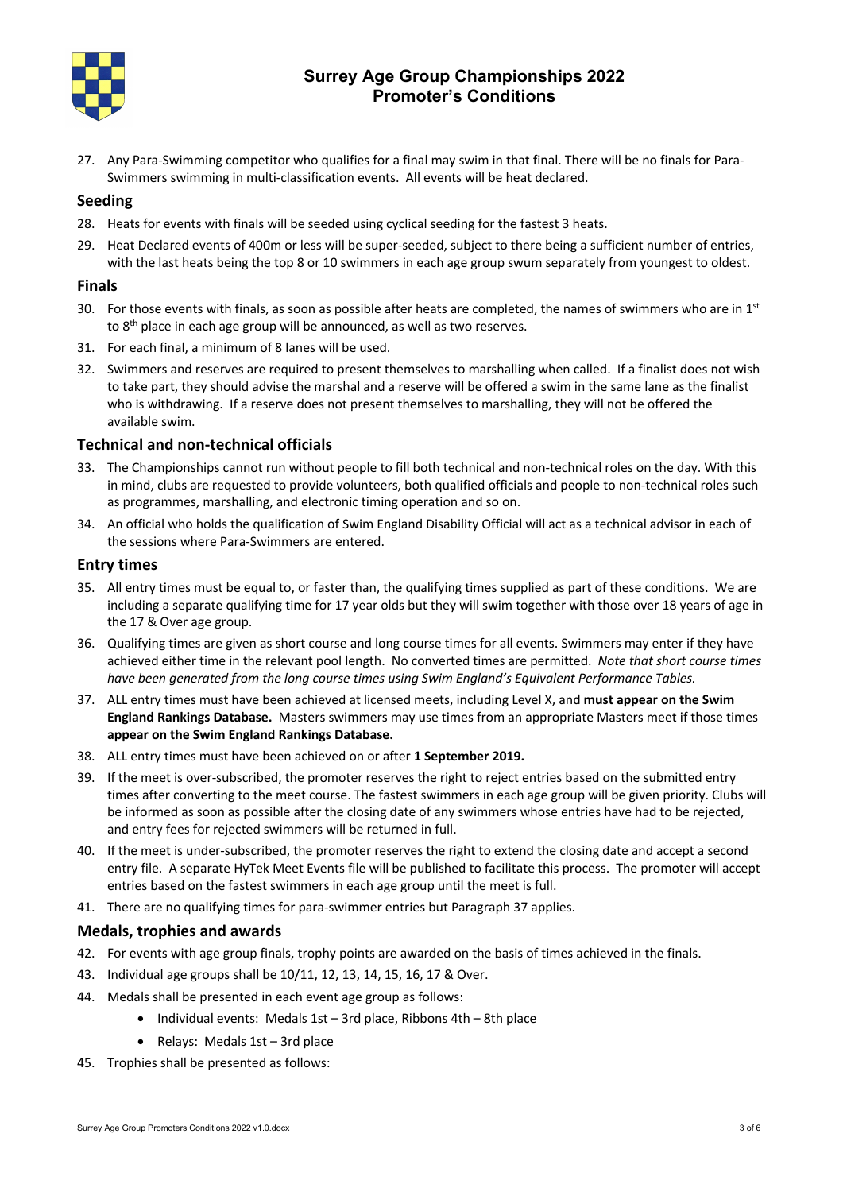27. Any Para-Swimming competitor who qualifies for a final may swim in that final. There will be no finals for Para-Swimmers swimming in multi-classification events. All events will be heat declared.

## Seeding

28. Heats for events with finals will be seeded using cyclical seeding for the fastest 3 heats.
29. Heat Declared events of 400m or less will be super-seeded, subject to there being a sufficient number of entries, with the last heats being the top 8 or 10 swimmers in each age group swum separately from youngest to oldest.

## Finals

30. For those events with finals, as soon as possible after heats are completed, the names of swimmers who are in 1st to 8th place in each age group will be announced, as well as two reserves.
31. For each final, a minimum of 8 lanes will be used.
32. Swimmers and reserves are required to present themselves to marshalling when called. If a finalist does not wish to take part, they should advise the marshal and a reserve will be offered a swim in the same lane as the finalist who is withdrawing. If a reserve does not present themselves to marshalling, they will not be offered the available swim.

## Technical and non-technical officials

33. The Championships cannot run without people to fill both technical and non-technical roles on the day. With this in mind, clubs are requested to provide volunteers, both qualified officials and people to non-technical roles such as programmes, marshalling, and electronic timing operation and so on.
34. An official who holds the qualification of Swim England Disability Official will act as a technical advisor in each of the sessions where Para-Swimmers are entered.

## Entry times

35. All entry times must be equal to, or faster than, the qualifying times supplied as part of these conditions. We are including a separate qualifying time for 17 year olds but they will swim together with those over 18 years of age in the 17 & Over age group.
36. Qualifying times are given as short course and long course times for all events. Swimmers may enter if they have achieved either time in the relevant pool length. No converted times are permitted. *Note that short course times have been generated from the long course times using Swim England's Equivalent Performance Tables.*
37. ALL entry times must have been achieved at licensed meets, including Level X, and **must appear on the Swim England Rankings Database.** Masters swimmers may use times from an appropriate Masters meet if those times **appear on the Swim England Rankings Database.**
38. ALL entry times must have been achieved on or after **1 September 2019.**
39. If the meet is over-subscribed, the promoter reserves the right to reject entries based on the submitted entry times after converting to the meet course. The fastest swimmers in each age group will be given priority. Clubs will be informed as soon as possible after the closing date of any swimmers whose entries have had to be rejected, and entry fees for rejected swimmers will be returned in full.
40. If the meet is under-subscribed, the promoter reserves the right to extend the closing date and accept a second entry file. A separate HyTek Meet Events file will be published to facilitate this process. The promoter will accept entries based on the fastest swimmers in each age group until the meet is full.
41. There are no qualifying times for para-swimmer entries but Paragraph 37 applies.

## Medals, trophies and awards

42. For events with age group finals, trophy points are awarded on the basis of times achieved in the finals.
43. Individual age groups shall be 10/11, 12, 13, 14, 15, 16, 17 & Over.
44. Medals shall be presented in each event age group as follows:
    - Individual events: Medals 1st – 3rd place, Ribbons 4th – 8th place
    - Relays: Medals 1st – 3rd place
45. Trophies shall be presented as follows: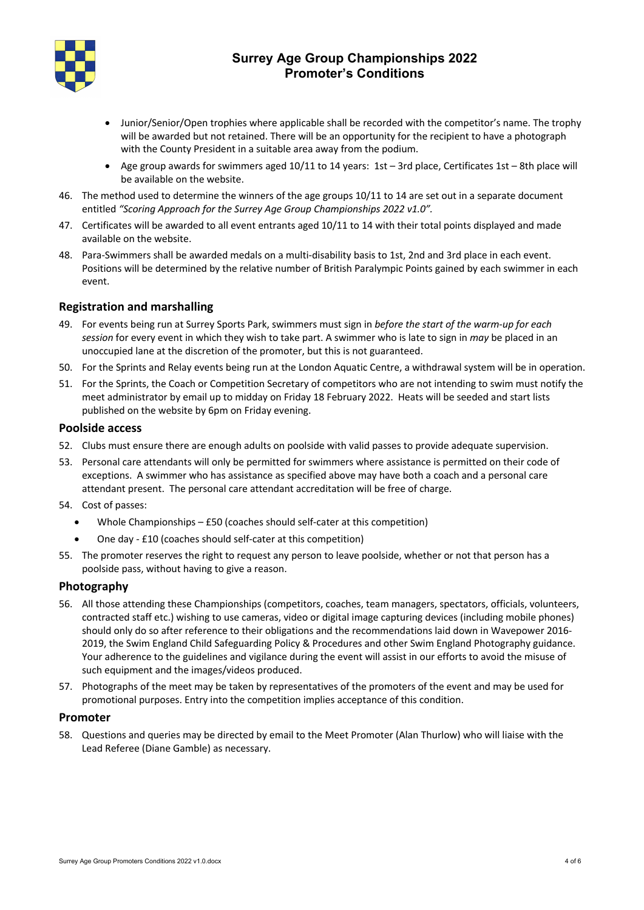- Junior/Senior/Open trophies where applicable shall be recorded with the competitor's name. The trophy will be awarded but not retained. There will be an opportunity for the recipient to have a photograph with the County President in a suitable area away from the podium.
- Age group awards for swimmers aged 10/11 to 14 years: 1st – 3rd place, Certificates 1st – 8th place will be available on the website.

46. The method used to determine the winners of the age groups 10/11 to 14 are set out in a separate document entitled *"Scoring Approach for the Surrey Age Group Championships 2022 v1.0"*.
47. Certificates will be awarded to all event entrants aged 10/11 to 14 with their total points displayed and made available on the website.
48. Para-Swimmers shall be awarded medals on a multi-disability basis to 1st, 2nd and 3rd place in each event. Positions will be determined by the relative number of British Paralympic Points gained by each swimmer in each event.

## Registration and marshalling

49. For events being run at Surrey Sports Park, swimmers must sign in *before the start of the warm-up for each session* for every event in which they wish to take part. A swimmer who is late to sign in *may* be placed in an unoccupied lane at the discretion of the promoter, but this is not guaranteed.
50. For the Sprints and Relay events being run at the London Aquatic Centre, a withdrawal system will be in operation.
51. For the Sprints, the Coach or Competition Secretary of competitors who are not intending to swim must notify the meet administrator by email up to midday on Friday 18 February 2022. Heats will be seeded and start lists published on the website by 6pm on Friday evening.

## Poolside access

52. Clubs must ensure there are enough adults on poolside with valid passes to provide adequate supervision.
53. Personal care attendants will only be permitted for swimmers where assistance is permitted on their code of exceptions. A swimmer who has assistance as specified above may have both a coach and a personal care attendant present. The personal care attendant accreditation will be free of charge.
54. Cost of passes:
    - Whole Championships – £50 (coaches should self-cater at this competition)
    - One day - £10 (coaches should self-cater at this competition)
55. The promoter reserves the right to request any person to leave poolside, whether or not that person has a poolside pass, without having to give a reason.

## Photography

56. All those attending these Championships (competitors, coaches, team managers, spectators, officials, volunteers, contracted staff etc.) wishing to use cameras, video or digital image capturing devices (including mobile phones) should only do so after reference to their obligations and the recommendations laid down in Wavepower 2016-2019, the Swim England Child Safeguarding Policy & Procedures and other Swim England Photography guidance. Your adherence to the guidelines and vigilance during the event will assist in our efforts to avoid the misuse of such equipment and the images/videos produced.
57. Photographs of the meet may be taken by representatives of the promoters of the event and may be used for promotional purposes. Entry into the competition implies acceptance of this condition.

## Promoter

58. Questions and queries may be directed by email to the Meet Promoter (Alan Thurlow) who will liaise with the Lead Referee (Diane Gamble) as necessary.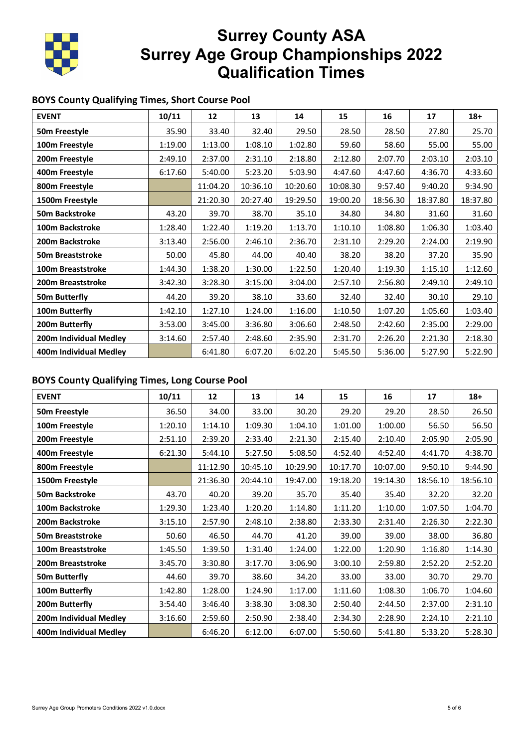# Surrey County ASA
# Surrey Age Group Championships 2022
# Qualification Times

## BOYS County Qualifying Times, Short Course Pool

| EVENT | 10/11 | 12 | 13 | 14 | 15 | 16 | 17 | 18+ |
|---|---|---|---|---|---|---|---|---|
| 50m Freestyle | 35.90 | 33.40 | 32.40 | 29.50 | 28.50 | 28.50 | 27.80 | 25.70 |
| 100m Freestyle | 1:19.00 | 1:13.00 | 1:08.10 | 1:02.80 | 59.60 | 58.60 | 55.00 | 55.00 |
| 200m Freestyle | 2:49.10 | 2:37.00 | 2:31.10 | 2:18.80 | 2:12.80 | 2:07.70 | 2:03.10 | 2:03.10 |
| 400m Freestyle | 6:17.60 | 5:40.00 | 5:23.20 | 5:03.90 | 4:47.60 | 4:47.60 | 4:36.70 | 4:33.60 |
| 800m Freestyle | | 11:04.20 | 10:36.10 | 10:20.60 | 10:08.30 | 9:57.40 | 9:40.20 | 9:34.90 |
| 1500m Freestyle | | 21:20.30 | 20:27.40 | 19:29.50 | 19:00.20 | 18:56.30 | 18:37.80 | 18:37.80 |
| 50m Backstroke | 43.20 | 39.70 | 38.70 | 35.10 | 34.80 | 34.80 | 31.60 | 31.60 |
| 100m Backstroke | 1:28.40 | 1:22.40 | 1:19.20 | 1:13.70 | 1:10.10 | 1:08.80 | 1:06.30 | 1:03.40 |
| 200m Backstroke | 3:13.40 | 2:56.00 | 2:46.10 | 2:36.70 | 2:31.10 | 2:29.20 | 2:24.00 | 2:19.90 |
| 50m Breaststroke | 50.00 | 45.80 | 44.00 | 40.40 | 38.20 | 38.20 | 37.20 | 35.90 |
| 100m Breaststroke | 1:44.30 | 1:38.20 | 1:30.00 | 1:22.50 | 1:20.40 | 1:19.30 | 1:15.10 | 1:12.60 |
| 200m Breaststroke | 3:42.30 | 3:28.30 | 3:15.00 | 3:04.00 | 2:57.10 | 2:56.80 | 2:49.10 | 2:49.10 |
| 50m Butterfly | 44.20 | 39.20 | 38.10 | 33.60 | 32.40 | 32.40 | 30.10 | 29.10 |
| 100m Butterfly | 1:42.10 | 1:27.10 | 1:24.00 | 1:16.00 | 1:10.50 | 1:07.20 | 1:05.60 | 1:03.40 |
| 200m Butterfly | 3:53.00 | 3:45.00 | 3:36.80 | 3:06.60 | 2:48.50 | 2:42.60 | 2:35.00 | 2:29.00 |
| 200m Individual Medley | 3:14.60 | 2:57.40 | 2:48.60 | 2:35.90 | 2:31.70 | 2:26.20 | 2:21.30 | 2:18.30 |
| 400m Individual Medley | | 6:41.80 | 6:07.20 | 6:02.20 | 5:45.50 | 5:36.00 | 5:27.90 | 5:22.90 |

## BOYS County Qualifying Times, Long Course Pool

| EVENT | 10/11 | 12 | 13 | 14 | 15 | 16 | 17 | 18+ |
|---|---|---|---|---|---|---|---|---|
| 50m Freestyle | 36.50 | 34.00 | 33.00 | 30.20 | 29.20 | 29.20 | 28.50 | 26.50 |
| 100m Freestyle | 1:20.10 | 1:14.10 | 1:09.30 | 1:04.10 | 1:01.00 | 1:00.00 | 56.50 | 56.50 |
| 200m Freestyle | 2:51.10 | 2:39.20 | 2:33.40 | 2:21.30 | 2:15.40 | 2:10.40 | 2:05.90 | 2:05.90 |
| 400m Freestyle | 6:21.30 | 5:44.10 | 5:27.50 | 5:08.50 | 4:52.40 | 4:52.40 | 4:41.70 | 4:38.70 |
| 800m Freestyle | | 11:12.90 | 10:45.10 | 10:29.90 | 10:17.70 | 10:07.00 | 9:50.10 | 9:44.90 |
| 1500m Freestyle | | 21:36.30 | 20:44.10 | 19:47.00 | 19:18.20 | 19:14.30 | 18:56.10 | 18:56.10 |
| 50m Backstroke | 43.70 | 40.20 | 39.20 | 35.70 | 35.40 | 35.40 | 32.20 | 32.20 |
| 100m Backstroke | 1:29.30 | 1:23.40 | 1:20.20 | 1:14.80 | 1:11.20 | 1:10.00 | 1:07.50 | 1:04.70 |
| 200m Backstroke | 3:15.10 | 2:57.90 | 2:48.10 | 2:38.80 | 2:33.30 | 2:31.40 | 2:26.30 | 2:22.30 |
| 50m Breaststroke | 50.60 | 46.50 | 44.70 | 41.20 | 39.00 | 39.00 | 38.00 | 36.80 |
| 100m Breaststroke | 1:45.50 | 1:39.50 | 1:31.40 | 1:24.00 | 1:22.00 | 1:20.90 | 1:16.80 | 1:14.30 |
| 200m Breaststroke | 3:45.70 | 3:30.80 | 3:17.70 | 3:06.90 | 3:00.10 | 2:59.80 | 2:52.20 | 2:52.20 |
| 50m Butterfly | 44.60 | 39.70 | 38.60 | 34.20 | 33.00 | 33.00 | 30.70 | 29.70 |
| 100m Butterfly | 1:42.80 | 1:28.00 | 1:24.90 | 1:17.00 | 1:11.60 | 1:08.30 | 1:06.70 | 1:04.60 |
| 200m Butterfly | 3:54.40 | 3:46.40 | 3:38.30 | 3:08.30 | 2:50.40 | 2:44.50 | 2:37.00 | 2:31.10 |
| 200m Individual Medley | 3:16.60 | 2:59.60 | 2:50.90 | 2:38.40 | 2:34.30 | 2:28.90 | 2:24.10 | 2:21.10 |
| 400m Individual Medley | | 6:46.20 | 6:12.00 | 6:07.00 | 5:50.60 | 5:41.80 | 5:33.20 | 5:28.30 |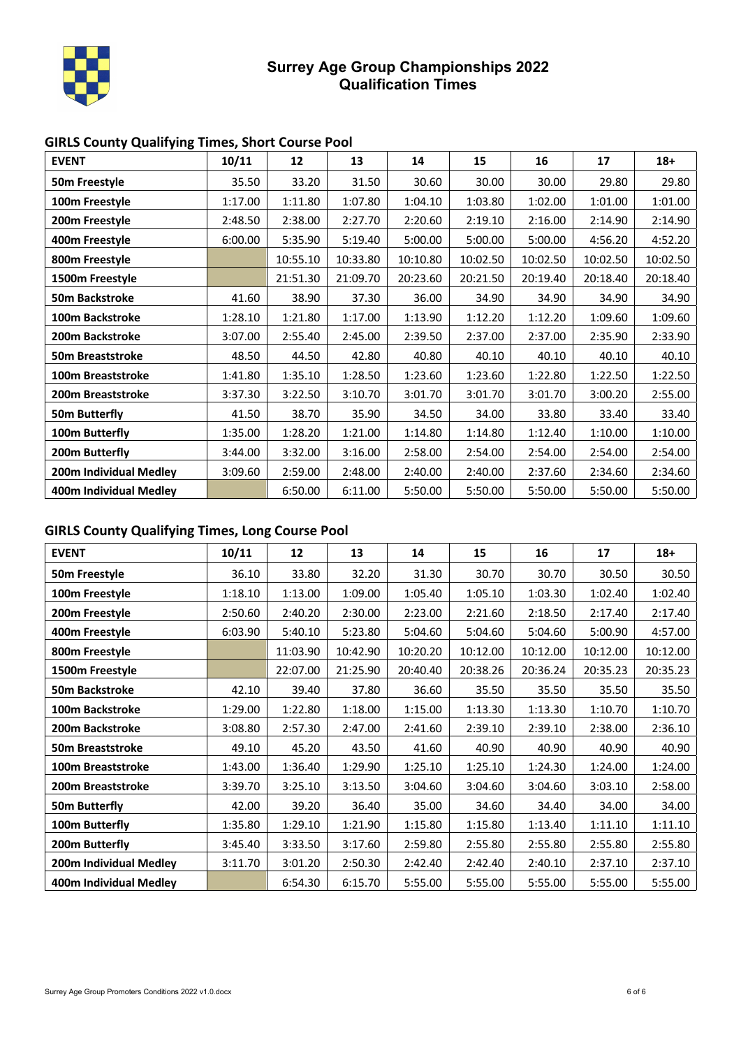# Surrey Age Group Championships 2022
## Qualification Times

### GIRLS County Qualifying Times, Short Course Pool

| EVENT | 10/11 | 12 | 13 | 14 | 15 | 16 | 17 | 18+ |
|---|---|---|---|---|---|---|---|---|
| 50m Freestyle | 35.50 | 33.20 | 31.50 | 30.60 | 30.00 | 30.00 | 29.80 | 29.80 |
| 100m Freestyle | 1:17.00 | 1:11.80 | 1:07.80 | 1:04.10 | 1:03.80 | 1:02.00 | 1:01.00 | 1:01.00 |
| 200m Freestyle | 2:48.50 | 2:38.00 | 2:27.70 | 2:20.60 | 2:19.10 | 2:16.00 | 2:14.90 | 2:14.90 |
| 400m Freestyle | 6:00.00 | 5:35.90 | 5:19.40 | 5:00.00 | 5:00.00 | 5:00.00 | 4:56.20 | 4:52.20 |
| 800m Freestyle | | 10:55.10 | 10:33.80 | 10:10.80 | 10:02.50 | 10:02.50 | 10:02.50 | 10:02.50 |
| 1500m Freestyle | | 21:51.30 | 21:09.70 | 20:23.60 | 20:21.50 | 20:19.40 | 20:18.40 | 20:18.40 |
| 50m Backstroke | 41.60 | 38.90 | 37.30 | 36.00 | 34.90 | 34.90 | 34.90 | 34.90 |
| 100m Backstroke | 1:28.10 | 1:21.80 | 1:17.00 | 1:13.90 | 1:12.20 | 1:12.20 | 1:09.60 | 1:09.60 |
| 200m Backstroke | 3:07.00 | 2:55.40 | 2:45.00 | 2:39.50 | 2:37.00 | 2:37.00 | 2:35.90 | 2:33.90 |
| 50m Breaststroke | 48.50 | 44.50 | 42.80 | 40.80 | 40.10 | 40.10 | 40.10 | 40.10 |
| 100m Breaststroke | 1:41.80 | 1:35.10 | 1:28.50 | 1:23.60 | 1:23.60 | 1:22.80 | 1:22.50 | 1:22.50 |
| 200m Breaststroke | 3:37.30 | 3:22.50 | 3:10.70 | 3:01.70 | 3:01.70 | 3:01.70 | 3:00.20 | 2:55.00 |
| 50m Butterfly | 41.50 | 38.70 | 35.90 | 34.50 | 34.00 | 33.80 | 33.40 | 33.40 |
| 100m Butterfly | 1:35.00 | 1:28.20 | 1:21.00 | 1:14.80 | 1:14.80 | 1:12.40 | 1:10.00 | 1:10.00 |
| 200m Butterfly | 3:44.00 | 3:32.00 | 3:16.00 | 2:58.00 | 2:54.00 | 2:54.00 | 2:54.00 | 2:54.00 |
| 200m Individual Medley | 3:09.60 | 2:59.00 | 2:48.00 | 2:40.00 | 2:40.00 | 2:37.60 | 2:34.60 | 2:34.60 |
| 400m Individual Medley | | 6:50.00 | 6:11.00 | 5:50.00 | 5:50.00 | 5:50.00 | 5:50.00 | 5:50.00 |

### GIRLS County Qualifying Times, Long Course Pool

| EVENT | 10/11 | 12 | 13 | 14 | 15 | 16 | 17 | 18+ |
|---|---|---|---|---|---|---|---|---|
| 50m Freestyle | 36.10 | 33.80 | 32.20 | 31.30 | 30.70 | 30.70 | 30.50 | 30.50 |
| 100m Freestyle | 1:18.10 | 1:13.00 | 1:09.00 | 1:05.40 | 1:05.10 | 1:03.30 | 1:02.40 | 1:02.40 |
| 200m Freestyle | 2:50.60 | 2:40.20 | 2:30.00 | 2:23.00 | 2:21.60 | 2:18.50 | 2:17.40 | 2:17.40 |
| 400m Freestyle | 6:03.90 | 5:40.10 | 5:23.80 | 5:04.60 | 5:04.60 | 5:04.60 | 5:00.90 | 4:57.00 |
| 800m Freestyle | | 11:03.90 | 10:42.90 | 10:20.20 | 10:12.00 | 10:12.00 | 10:12.00 | 10:12.00 |
| 1500m Freestyle | | 22:07.00 | 21:25.90 | 20:40.40 | 20:38.26 | 20:36.24 | 20:35.23 | 20:35.23 |
| 50m Backstroke | 42.10 | 39.40 | 37.80 | 36.60 | 35.50 | 35.50 | 35.50 | 35.50 |
| 100m Backstroke | 1:29.00 | 1:22.80 | 1:18.00 | 1:15.00 | 1:13.30 | 1:13.30 | 1:10.70 | 1:10.70 |
| 200m Backstroke | 3:08.80 | 2:57.30 | 2:47.00 | 2:41.60 | 2:39.10 | 2:39.10 | 2:38.00 | 2:36.10 |
| 50m Breaststroke | 49.10 | 45.20 | 43.50 | 41.60 | 40.90 | 40.90 | 40.90 | 40.90 |
| 100m Breaststroke | 1:43.00 | 1:36.40 | 1:29.90 | 1:25.10 | 1:25.10 | 1:24.30 | 1:24.00 | 1:24.00 |
| 200m Breaststroke | 3:39.70 | 3:25.10 | 3:13.50 | 3:04.60 | 3:04.60 | 3:04.60 | 3:03.10 | 2:58.00 |
| 50m Butterfly | 42.00 | 39.20 | 36.40 | 35.00 | 34.60 | 34.40 | 34.00 | 34.00 |
| 100m Butterfly | 1:35.80 | 1:29.10 | 1:21.90 | 1:15.80 | 1:15.80 | 1:13.40 | 1:11.10 | 1:11.10 |
| 200m Butterfly | 3:45.40 | 3:33.50 | 3:17.60 | 2:59.80 | 2:55.80 | 2:55.80 | 2:55.80 | 2:55.80 |
| 200m Individual Medley | 3:11.70 | 3:01.20 | 2:50.30 | 2:42.40 | 2:42.40 | 2:40.10 | 2:37.10 | 2:37.10 |
| 400m Individual Medley | | 6:54.30 | 6:15.70 | 5:55.00 | 5:55.00 | 5:55.00 | 5:55.00 | 5:55.00 |

Surrey Age Group Promoters Conditions 2022 v1.0.docx